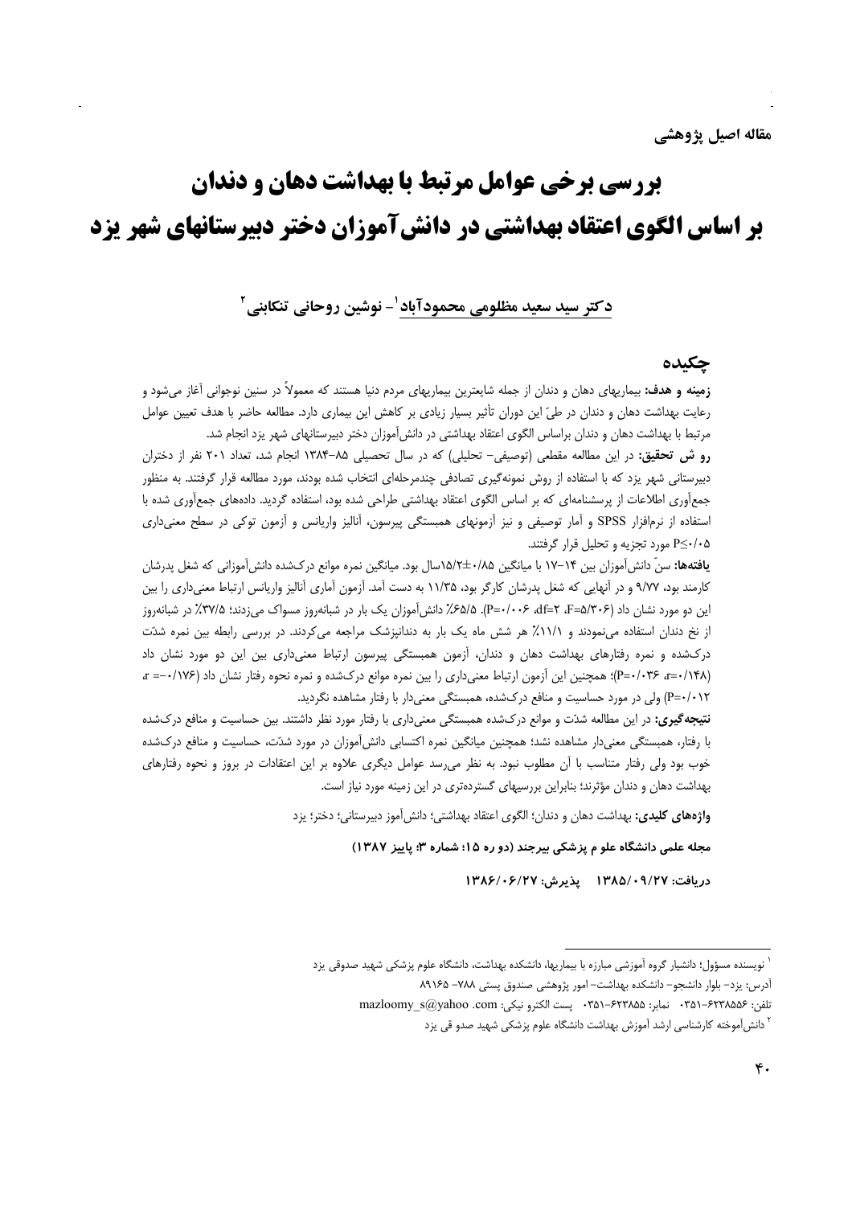**مقاله اصیل پژوهشی**

# بررسی برخی عوامل مرتبط با بهداشت دهان و دندان بر اساس الگوی اعتقاد بهداشتی در دانش‌آموزان دختر دبیرستانهای شهر یزد

**دکتر سید سعید مظلومی محمودآباد[1] - نوشین روحانی تنکابنی[2]**

## چکیده

**زمینه و هدف:** بیماریهای دهان و دندان از جمله شایعترین بیماریهای مردم دنیا هستند که معمولاً در سنین نوجوانی آغاز می‌شود و رعایت بهداشت دهان و دندان در طیّ این دوران تأثیر بسیار زیادی بر کاهش این بیماری دارد. مطالعه حاضر با هدف تعیین عوامل مرتبط با بهداشت دهان و دندان براساس الگوی اعتقاد بهداشتی در دانش‌آموزان دختر دبیرستانهای شهر یزد انجام شد.

**رو ش تحقیق:** در این مطالعه مقطعی (توصیفی- تحلیلی) که در سال تحصیلی ۸۵-۱۳۸۴ انجام شد، تعداد ۲۰۱ نفر از دختران دبیرستانی شهر یزد که با استفاده از روش نمونه‌گیری تصادفی چندمرحله‌ای انتخاب شده بودند، مورد مطالعه قرار گرفتند. به منظور جمع‌آوری اطلاعات از پرسشنامه‌ای که بر اساس الگوی اعتقاد بهداشتی طراحی شده بود، استفاده گردید. داده‌های جمع‌آوری شده با استفاده از نرم‌افزار SPSS و آمار توصیفی و نیز آزمونهای همبستگی پیرسون، آنالیز واریانس و آزمون توکی در سطح معنی‌داری P≤۰/۰۵ مورد تجزیه و تحلیل قرار گرفتند.

**یافته‌ها:** سنّ دانش‌آموزان بین ۱۴-۱۷ با میانگین ۰/۸۵±۱۵/۲سال بود. میانگین نمره موانع درک‌شده دانش‌آموزانی که شغل پدرشان کارمند بود، ۹/۷۷ و در آنهایی که شغل پدرشان کارگر بود، ۱۱/۳۵ به دست آمد. آزمون آماری آنالیز واریانس ارتباط معنی‌داری را بین این دو مورد نشان داد (F=۵/۳۰۶، df=۲، P=۰/۰۰۶). ۶۵/۵٪ دانش‌آموزان یک بار در شبانه‌روز مسواک می‌زدند؛ ۳۷/۵٪ در شبانه‌روز از نخ دندان استفاده می‌نمودند و ۱۱/۱٪ هر شش ماه یک بار به دندانپزشک مراجعه می‌کردند. در بررسی رابطه بین نمره شدّت درک‌شده و نمره رفتارهای بهداشت دهان و دندان، آزمون همبستگی پیرسون ارتباط معنی‌داری بین این دو مورد نشان داد (r=۰/۱۴۸، P=۰/۰۳۶)؛ همچنین این آزمون ارتباط معنی‌داری را بین نمره موانع درک‌شده و نمره نحوه رفتار نشان داد (r=-۰/۱۷۶، P=۰/۰۱۲) ولی در مورد حساسیت و منافع درک‌شده، همبستگی معنی‌دار با رفتار مشاهده نگردید.

**نتیجه‌گیری:** در این مطالعه شدّت و موانع درک‌شده همبستگی معنی‌داری با رفتار مورد نظر داشتند. بین حساسیت و منافع درک‌شده با رفتار، همبستگی معنی‌دار مشاهده نشد؛ همچنین میانگین نمره اکتسابی دانش‌آموزان در مورد شدّت، حساسیت و منافع درک‌شده خوب بود ولی رفتار متناسب با آن مطلوب نبود. به نظر می‌رسد عوامل دیگری علاوه بر این اعتقادات در بروز و نحوه رفتارهای بهداشت دهان و دندان مؤثرند؛ بنابراین بررسیهای گسترده‌تری در این زمینه مورد نیاز است.

**واژه‌های کلیدی:** بهداشت دهان و دندان؛ الگوی اعتقاد بهداشتی؛ دانش‌آموز دبیرستانی؛ دختر؛ یزد

**مجله علمی دانشگاه علو م پزشکی بیرجند (دو ره ۱۵؛ شماره ۳؛ پاییز ۱۳۸۷)**

**دریافت: ۱۳۸۵/۰۹/۲۷ پذیرش: ۱۳۸۶/۰۶/۲۷**

---

[1] نویسنده مسؤول؛ دانشیار گروه آموزشی مبارزه با بیماریها، دانشکده بهداشت، دانشگاه علوم پزشکی شهید صدوقی یزد

آدرس: یزد- بلوار دانشجو- دانشکده بهداشت- امور پژوهشی صندوق پستی ۷۸۸- ۸۹۱۶۵

تلفن: ۶۲۳۸۵۵۶-۰۳۵۱ نمابر: ۶۲۳۸۵۵-۰۳۵۱ پست الکترو نیکی: mazloomy_s@yahoo .com

[2] دانش‌آموخته کارشناسی ارشد آموزش بهداشت دانشگاه علوم پزشکی شهید صدو قی یزد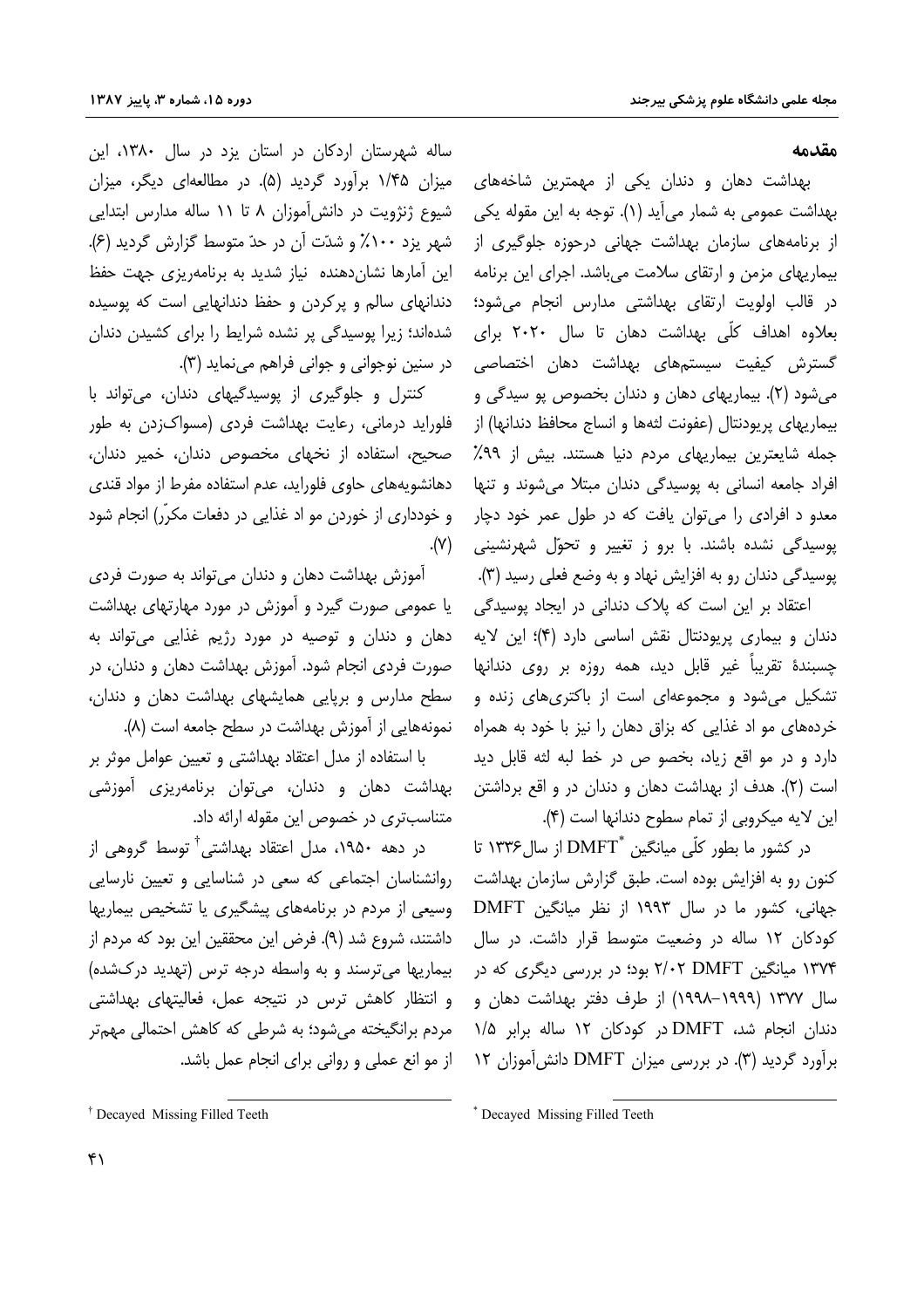## مقدمه

بهداشت دهان و دندان یکی از مهمترین شاخه‌های بهداشت عمومی به شمار می‌آید (۱). توجه به این مقوله یکی از برنامه‌های سازمان بهداشت جهانی درحوزه جلوگیری از بیماریهای مزمن و ارتقای سلامت می‌باشد. اجرای این برنامه در قالب اولویت ارتقای بهداشتی مدارس انجام می‌شود؛ بعلاوه اهداف کلّی بهداشت دهان تا سال ۲۰۲۰ برای گسترش کیفیت سیستم‌های بهداشت دهان اختصاصی می‌شود (۲). بیماریهای دهان و دندان بخصوص پو سیدگی و بیماریهای پریودنتال (عفونت لثه‌ها و انساج محافظ دندانها) از جمله شایعترین بیماریهای مردم دنیا هستند. بیش از ۹۹٪ افراد جامعه انسانی به پوسیدگی دندان مبتلا می‌شوند و تنها معدو د افرادی را می‌توان یافت که در طول عمر خود دچار پوسیدگی نشده باشند. با برو ز تغییر و تحوّل شهرنشینی پوسیدگی دندان رو به افزایش نهاد و به وضع فعلی رسید (۳).

اعتقاد بر این است که پلاک دندانی در ایجاد پوسیدگی دندان و بیماری پریودنتال نقش اساسی دارد (۴)؛ این لایه چسبندهٔ تقریباً غیر قابل دید، همه روزه بر روی دندانها تشکیل می‌شود و مجموعه‌ای است از باکتری‌های زنده و خرده‌های مو اد غذایی که بزاق دهان را نیز با خود به همراه دارد و در مو اقع زیاد، بخصو ص در خط لبه لثه قابل دید است (۲). هدف از بهداشت دهان و دندان در و اقع برداشتن این لایه میکروبی از تمام سطوح دندانها است (۴).

در کشور ما بطور کلّی میانگین DMFT[*] از سال ۱۳۳۶ تا کنون رو به افزایش بوده است. طبق گزارش سازمان بهداشت جهانی، کشور ما در سال ۱۹۹۳ از نظر میانگین DMFT کودکان ۱۲ ساله در وضعیت متوسط قرار داشت. در سال ۱۳۷۴ میانگین DMFT ۲/۰۲ بود؛ در بررسی دیگری که در سال ۱۳۷۷ (۱۹۹۹–۱۹۹۸) از طرف دفتر بهداشت دهان و دندان انجام شد، DMFT در کودکان ۱۲ ساله برابر ۱/۵ برآورد گردید (۳). در بررسی میزان DMFT دانش‌آموزان ۱۲ ساله شهرستان اردکان در استان یزد در سال ۱۳۸۰، این میزان ۱/۴۵ برآورد گردید (۵). در مطالعه‌ای دیگر، میزان شیوع ژنژویت در دانش‌آموزان ۸ تا ۱۱ ساله مدارس ابتدایی شهر یزد ۱۰۰٪ و شدّت آن در حدّ متوسط گزارش گردید (۶). این آمارها نشان‌دهنده نیاز شدید به برنامه‌ریزی جهت حفظ دندانهای سالم و پرکردن و حفظ دندانهایی است که پوسیده شده‌اند؛ زیرا پوسیدگی پر نشده شرایط را برای کشیدن دندان در سنین نوجوانی و جوانی فراهم می‌نماید (۳).

کنترل و جلوگیری از پوسیدگیهای دندان، می‌تواند با فلوراید درمانی، رعایت بهداشت فردی (مسواک‌زدن به طور صحیح، استفاده از نخهای مخصوص دندان، خمیر دندان، دهانشویه‌های حاوی فلوراید، عدم استفاده مفرط از مواد قندی و خودداری از خوردن مو اد غذایی در دفعات مکرّر) انجام شود (۷).

آموزش بهداشت دهان و دندان می‌تواند به صورت فردی یا عمومی صورت گیرد و آموزش در مورد مهارتهای بهداشت دهان و دندان و توصیه در مورد رژیم غذایی می‌تواند به صورت فردی انجام شود. آموزش بهداشت دهان و دندان، در سطح مدارس و برپایی همایشهای بهداشت دهان و دندان، نمونه‌هایی از آموزش بهداشت در سطح جامعه است (۸).

با استفاده از مدل اعتقاد بهداشتی و تعیین عوامل موثر بر بهداشت دهان و دندان، می‌توان برنامه‌ریزی آموزشی متناسب‌تری در خصوص این مقوله ارائه داد.

در دهه ۱۹۵۰، مدل اعتقاد بهداشتی[†] توسط گروهی از روانشناسان اجتماعی که سعی در شناسایی و تعیین نارسایی وسیعی از مردم در برنامه‌های پیشگیری یا تشخیص بیماریها داشتند، شروع شد (۹). فرض این محققین این بود که مردم از بیماریها می‌ترسند و به واسطه درجه ترس (تهدید درک‌شده) و انتظار کاهش ترس در نتیجه عمل، فعالیتهای بهداشتی مردم برانگیخته می‌شود؛ به شرطی که کاهش احتمالی مهم‌تر از مو انع عملی و روانی برای انجام عمل باشد.

---

[*] Decayed Missing Filled Teeth

[†] Decayed Missing Filled Teeth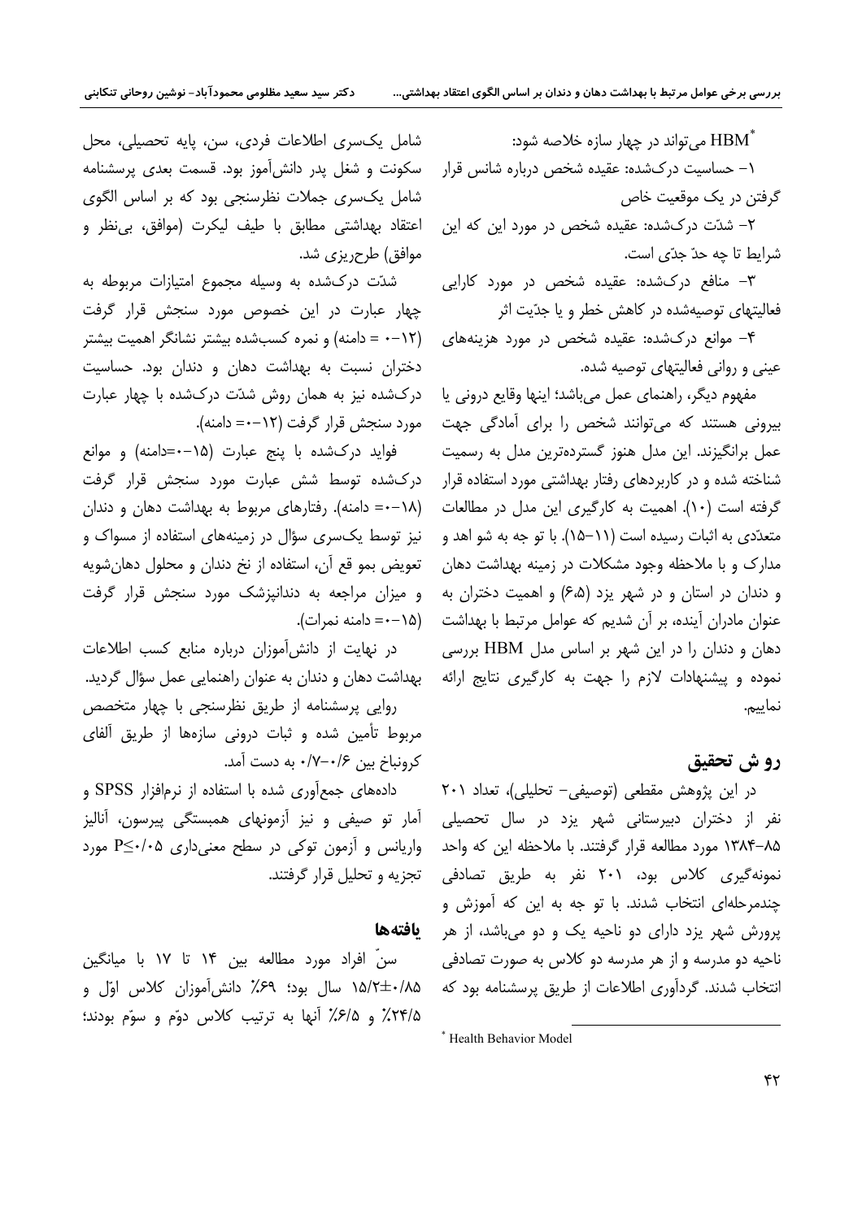HBM[*] می‌تواند در چهار سازه خلاصه شود:

۱- حساسیت درک‌شده: عقیده شخص درباره شانس قرار گرفتن در یک موقعیت خاص

۲- شدّت درک‌شده: عقیده شخص در مورد این که این شرایط تا چه حدّ جدّی است.

۳- منافع درک‌شده: عقیده شخص در مورد کارایی فعالیتهای توصیه‌شده در کاهش خطر و یا جدّیت اثر

۴- موانع درک‌شده: عقیده شخص در مورد هزینه‌های عینی و روانی فعالیتهای توصیه شده.

مفهوم دیگر، راهنمای عمل می‌باشد؛ اینها وقایع درونی یا بیرونی هستند که می‌توانند شخص را برای آمادگی جهت عمل برانگیزند. این مدل هنوز گسترده‌ترین مدل به رسمیت شناخته شده و در کاربردهای رفتار بهداشتی مورد استفاده قرار گرفته است (۱۰). اهمیت به کارگیری این مدل در مطالعات متعدّدی به اثبات رسیده است (۱۱-۱۵). با تو جه به شو اهد و مدارک و با ملاحظه وجود مشکلات در زمینه بهداشت دهان و دندان در استان و در شهر یزد (۶،۵) و اهمیت دختران به عنوان مادران آینده، بر آن شدیم که عوامل مرتبط با بهداشت دهان و دندان را در این شهر بر اساس مدل HBM بررسی نموده و پیشنهادات لازم را جهت به کارگیری نتایج ارائه نماییم.

## رو ش تحقیق

در این پژوهش مقطعی (توصیفی- تحلیلی)، تعداد ۲۰۱ نفر از دختران دبیرستانی شهر یزد در سال تحصیلی ۸۵-۱۳۸۴ مورد مطالعه قرار گرفتند. با ملاحظه این که واحد نمونه‌گیری کلاس بود، ۲۰۱ نفر به طریق تصادفی چندمرحله‌ای انتخاب شدند. با تو جه به این که آموزش و پرورش شهر یزد دارای دو ناحیه یک و دو می‌باشد، از هر ناحیه دو مدرسه و از هر مدرسه دو کلاس به صورت تصادفی انتخاب شدند. گردآوری اطلاعات از طریق پرسشنامه بود که شامل یک‌سری اطلاعات فردی، سن، پایه تحصیلی، محل سکونت و شغل پدر دانش‌آموز بود. قسمت بعدی پرسشنامه شامل یک‌سری جملات نظرسنجی بود که بر اساس الگوی اعتقاد بهداشتی مطابق با طیف لیکرت (موافق، بی‌نظر و موافق) طرح‌ریزی شد.

شدّت درک‌شده به وسیله مجموع امتیازات مربوطه به چهار عبارت در این خصوص مورد سنجش قرار گرفت (۱۲-۰ = دامنه) و نمره کسب‌شده بیشتر نشانگر اهمیت بیشتر دختران نسبت به بهداشت دهان و دندان بود. حساسیت درک‌شده نیز به همان روش شدّت درک‌شده با چهار عبارت مورد سنجش قرار گرفت (۱۲-۰= دامنه).

فواید درک‌شده با پنج عبارت (۱۵-۰=دامنه) و موانع درک‌شده توسط شش عبارت مورد سنجش قرار گرفت (۱۸-۰= دامنه). رفتارهای مربوط به بهداشت دهان و دندان نیز توسط یک‌سری سؤال در زمینه‌های استفاده از مسواک و تعویض بمو قع آن، استفاده از نخ دندان و محلول دهان‌شویه و میزان مراجعه به دندانپزشک مورد سنجش قرار گرفت (۱۵-۰= دامنه نمرات).

در نهایت از دانش‌آموزان درباره منابع کسب اطلاعات بهداشت دهان و دندان به عنوان راهنمایی عمل سؤال گردید.

روایی پرسشنامه از طریق نظرسنجی با چهار متخصص مربوط تأمین شده و ثبات درونی سازه‌ها از طریق آلفای کرونباخ بین ۰/۶-۰/۷ به دست آمد.

داده‌های جمع‌آوری شده با استفاده از نرم‌افزار SPSS و آمار تو صیفی و نیز آزمونهای همبستگی پیرسون، آنالیز واریانس و آزمون توکی در سطح معنی‌داری $P\leq0/05$ مورد تجزیه و تحلیل قرار گرفتند.

## یافته‌ها

سنّ افراد مورد مطالعه بین ۱۴ تا ۱۷ با میانگین ۱۵/۲±۰/۸۵ سال بود؛ ۶۹٪ دانش‌آموزان کلاس اوّل و ۲۴/۵٪ و ۶/۵٪ آنها به ترتیب کلاس دوّم و سوّم بودند؛

[*] Health Behavior Model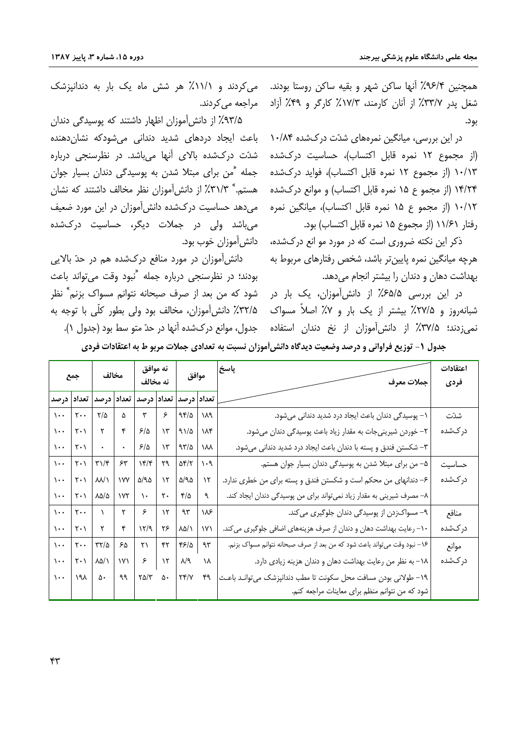همچنین ۹۶/۴٪ آنها ساکن شهر و بقیه ساکن روستا بودند. شغل پدر ۳۳/۷٪ از آنان کارمند، ۱۷/۳٪ کارگر و ۴۹٪ آزاد بود.

در این بررسی، میانگین نمره‌های شدّت درک‌شده ۱۰/۸۴ (از مجموع ۱۲ نمره قابل اکتساب)، حساسیت درک‌شده ۱۰/۱۳ (از مجموع ۱۲ نمره قابل اکتساب)، فواید درک‌شده ۱۴/۲۴ (از مجمو ع ۱۵ نمره قابل اکتساب) و موانع درک‌شده ۱۰/۱۲ (از مجمو ع ۱۵ نمره قابل اکتساب)، میانگین نمره رفتار ۱۱/۶۱ (از مجموع ۱۵ نمره قابل اکتساب) بود.

ذکر این نکته ضروری است که در مورد مو انع درک‌شده، هرچه میانگین نمره پایین‌تر باشد، شخص رفتارهای مربوط به بهداشت دهان و دندان را بیشتر انجام می‌دهد.

در این بررسی ۶۵/۵٪ از دانش‌آموزان، یک بار در شبانه‌روز و ۲۷/۵٪ بیشتر از یک بار و ۷٪ اصلاً مسواک نمی‌زدند؛ ۳۷/۵٪ از دانش‌آموزان از نخ دندان استفاده می‌کردند و ۱۱/۱٪ هر شش ماه یک بار به دندانپزشک مراجعه می‌کردند.

۹۳/۵٪ از دانش‌آموزان اظهار داشتند که پوسیدگی دندان باعث ایجاد دردهای شدید دندانی می‌شودکه نشان‌دهنده شدّت درک‌شده بالای آنها می‌باشد. در نظرسنجی درباره جمله "من برای مبتلا شدن به پوسیدگی دندان بسیار جوان هستم." ۳۱/۳٪ از دانش‌آموزان نظر مخالف داشتند که نشان می‌دهد حساسیت درک‌شده دانش‌آموزان در این مورد ضعیف می‌باشد ولی در جملات دیگر، حساسیت درک‌شده دانش‌آموزان خوب بود.

دانش‌آموزان در مورد منافع درک‌شده هم در حدّ بالایی بودند؛ در نظرسنجی درباره جمله "نبود وقت می‌تواند باعث شود که من بعد از صرف صبحانه نتوانم مسواک بزنم" نظر ۳۲/۵٪ دانش‌آموزان، مخالف بود ولی بطور کلّی با توجه به جدول، موانع درک‌شده آنها در حدّ متو سط بود (جدول ۱).

**جدول ۱- توزیع فراوانی و درصد وضعیت دیدگاه دانش‌آموزان نسبت به تعدادی جملات مربو ط به اعتقادات فردی**

| اعتقادات فردی | جملات معرف / پاسخ | موافق | | نه موافق نه مخالف | | مخالف | | جمع | |
|---|---|---|---|---|---|---|---|---|---|
| | | تعداد | درصد | تعداد | درصد | تعداد | درصد | تعداد | درصد |
| شدّت درک‌شده | ۱- پوسیدگی دندان باعث ایجاد درد شدید دندانی می‌شود. | ۱۸۹ | ۹۴/۵ | ۶ | ۳ | ۵ | ۲/۵ | ۲۰۰ | ۱۰۰ |
| | ۲- خوردن شیرینی‌جات به مقدار زیاد باعث پوسیدگی دندان می‌شود. | ۱۸۴ | ۹۱/۵ | ۱۳ | ۶/۵ | ۴ | ۲ | ۲۰۱ | ۱۰۰ |
| | ۳- شکستن فندق و پسته با دندان باعث ایجاد درد شدید دندانی می‌شود. | ۱۸۸ | ۹۳/۵ | ۱۳ | ۶/۵ | ۰ | ۰ | ۲۰۱ | ۱۰۰ |
| حساسیت درک‌شده | ۵- من برای مبتلا شدن به پوسیدگی دندان بسیار جوان هستم. | ۱۰۹ | ۵۴/۲ | ۲۹ | ۱۴/۴ | ۶۳ | ۳۱/۴ | ۲۰۱ | ۱۰۰ |
| | ۶- دندانهای من محکم است و شکستن فندق و پسته برای من خطری ندارد. | ۱۲ | ۵/۹۵ | ۱۲ | ۵/۹۵ | ۱۷۷ | ۸۸/۱ | ۲۰۱ | ۱۰۰ |
| | ۸- مصرف شیرینی به مقدار زیاد نمی‌تواند برای من پوسیدگی دندان ایجاد کند. | ۹ | ۴/۵ | ۲۰ | ۱۰ | ۱۷۲ | ۸۵/۵ | ۲۰۱ | ۱۰۰ |
| منافع درک‌شده | ۹- مسواک‌زدن از پوسیدگی دندان جلوگیری می‌کند. | ۱۸۶ | ۹۳ | ۱۲ | ۶ | ۲ | ۱ | ۲۰۰ | ۱۰۰ |
| | ۱۰- رعایت بهداشت دهان و دندان از صرف هزینه‌های اضافی جلوگیری می‌کند. | ۱۷۱ | ۸۵/۱ | ۲۶ | ۱۲/۹ | ۴ | ۲ | ۲۰۱ | ۱۰۰ |
| موانع درک‌شده | ۱۶- نبود وقت می‌تواند باعث شود که من بعد از صرف صبحانه نتوانم مسواک بزنم. | ۹۳ | ۴۶/۵ | ۴۲ | ۲۱ | ۶۵ | ۳۲/۵ | ۲۰۰ | ۱۰۰ |
| | ۱۸- به نظر من رعایت بهداشت دهان و دندان هزینه زیادی دارد. | ۱۸ | ۸/۹ | ۱۲ | ۶ | ۱۷۱ | ۸۵/۱ | ۲۰۱ | ۱۰۰ |
| | ۱۹- طولانی بودن مسافت محل سکونت تا مطب دندانپزشک می‌تواند باعث شود که من نتوانم منظم برای معاینات مراجعه کنم. | ۴۹ | ۲۴/۷ | ۵۰ | ۲۵/۳ | ۹۹ | ۵۰ | ۱۹۸ | ۱۰۰ |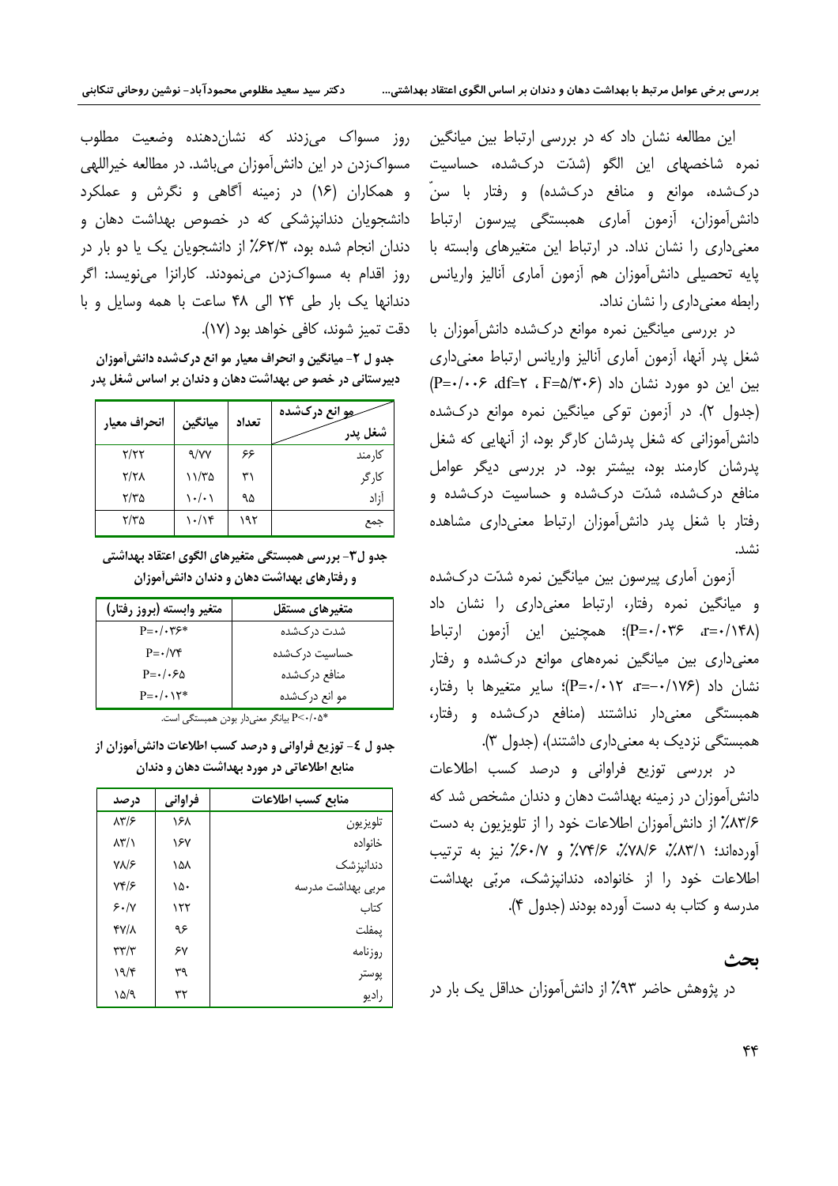این مطالعه نشان داد که در بررسی ارتباط بین میانگین نمره شاخصهای این الگو (شدّت درک‌شده، حساسیت درک‌شده، موانع و منافع درک‌شده) و رفتار با سنّ دانش‌آموزان، آزمون آماری همبستگی پیرسون ارتباط معنی‌داری را نشان نداد. در ارتباط این متغیرهای وابسته با پایه تحصیلی دانش‌آموزان هم آزمون آماری آنالیز واریانس رابطه معنی‌داری را نشان نداد.

در بررسی میانگین نمره موانع درک‌شده دانش‌آموزان با شغل پدر آنها، آزمون آماری آنالیز واریانس ارتباط معنی‌داری بین این دو مورد نشان داد (F=۵/۳۰۶ ، df=۲، P=۰/۰۰۶) (جدول ۲). در آزمون توکی میانگین نمره موانع درک‌شده دانش‌آموزانی که شغل پدرشان کارگر بود، از آنهایی که شغل پدرشان کارمند بود، بیشتر بود. در بررسی دیگر عوامل منافع درک‌شده، شدّت درک‌شده و حساسیت درک‌شده و رفتار با شغل پدر دانش‌آموزان ارتباط معنی‌داری مشاهده نشد.

آزمون آماری پیرسون بین میانگین نمره شدّت درک‌شده و میانگین نمره رفتار، ارتباط معنی‌داری را نشان داد (r=۰/۱۴۸، P=۰/۰۳۶)؛ همچنین این آزمون ارتباط معنی‌داری بین میانگین نمره‌های موانع درک‌شده و رفتار نشان داد (r=-۰/۱۷۶، P=۰/۰۱۲)؛ سایر متغیرها با رفتار، همبستگی معنی‌دار نداشتند (منافع درک‌شده و رفتار، همبستگی نزدیک به معنی‌داری داشتند)، (جدول ۳).

در بررسی توزیع فراوانی و درصد کسب اطلاعات دانش‌آموزان در زمینه بهداشت دهان و دندان مشخص شد که ۸۳/۶٪ از دانش‌آموزان اطلاعات خود را از تلویزیون به دست آورده‌اند؛ ۸۳/۱٪، ۷۸/۶٪، ۷۴/۶٪ و ۶۰/۷٪ نیز به ترتیب اطلاعات خود را از خانواده، دندانپزشک، مربّی بهداشت مدرسه و کتاب به دست آورده بودند (جدول ۴).

## بحث

در پژوهش حاضر ۹۳٪ از دانش‌آموزان حداقل یک بار در روز مسواک می‌زدند که نشان‌دهنده وضعیت مطلوب مسواک‌زدن در این دانش‌آموزان می‌باشد. در مطالعه خیراللهی و همکاران (۱۶) در زمینه آگاهی و نگرش و عملکرد دانشجویان دندانپزشکی که در خصوص بهداشت دهان و دندان انجام شده بود، ۶۲/۳٪ از دانشجویان یک یا دو بار در روز اقدام به مسواک‌زدن می‌نمودند. کارانزا می‌نویسد: اگر دندانها یک بار طی ۲۴ الی ۴۸ ساعت با همه وسایل و با دقت تمیز شوند، کافی خواهد بود (۱۷).

**جدول ۲- میانگین و انحراف معیار موانع درک‌شده دانش‌آموزان دبیرستانی در خصوص بهداشت دهان و دندان بر اساس شغل پدر**

| شغل پدر / موانع درک‌شده | تعداد | میانگین | انحراف معیار |
|---|---|---|---|
| کارمند | ۶۶ | ۹/۷۷ | ۲/۲۲ |
| کارگر | ۳۱ | ۱۱/۳۵ | ۲/۲۸ |
| آزاد | ۹۵ | ۱۰/۰۱ | ۲/۳۵ |
| جمع | ۱۹۲ | ۱۰/۱۴ | ۲/۳۵ |

**جدول ۳- بررسی همبستگی متغیرهای الگوی اعتقاد بهداشتی و رفتارهای بهداشت دهان و دندان دانش‌آموزان**

| متغیرهای مستقل | متغیر وابسته (بروز رفتار) |
|---|---|
| شدت درک‌شده | P=۰/۰۳۶* |
| حساسیت درک‌شده | P=۰/۷۴ |
| منافع درک‌شده | P=۰/۰۶۵ |
| موانع درک‌شده | P=۰/۰۱۲* |

*P<۰/۰۵ بیانگر معنی‌دار بودن همبستگی است.

**جدول ٤- توزیع فراوانی و درصد کسب اطلاعات دانش‌آموزان از منابع اطلاعاتی در مورد بهداشت دهان و دندان**

| منابع کسب اطلاعات | فراوانی | درصد |
|---|---|---|
| تلویزیون | ۱۶۸ | ۸۳/۶ |
| خانواده | ۱۶۷ | ۸۳/۱ |
| دندانپزشک | ۱۵۸ | ۷۸/۶ |
| مربی بهداشت مدرسه | ۱۵۰ | ۷۴/۶ |
| کتاب | ۱۲۲ | ۶۰/۷ |
| پمفلت | ۹۶ | ۴۷/۸ |
| روزنامه | ۶۷ | ۳۳/۳ |
| پوستر | ۳۹ | ۱۹/۴ |
| رادیو | ۳۲ | ۱۵/۹ |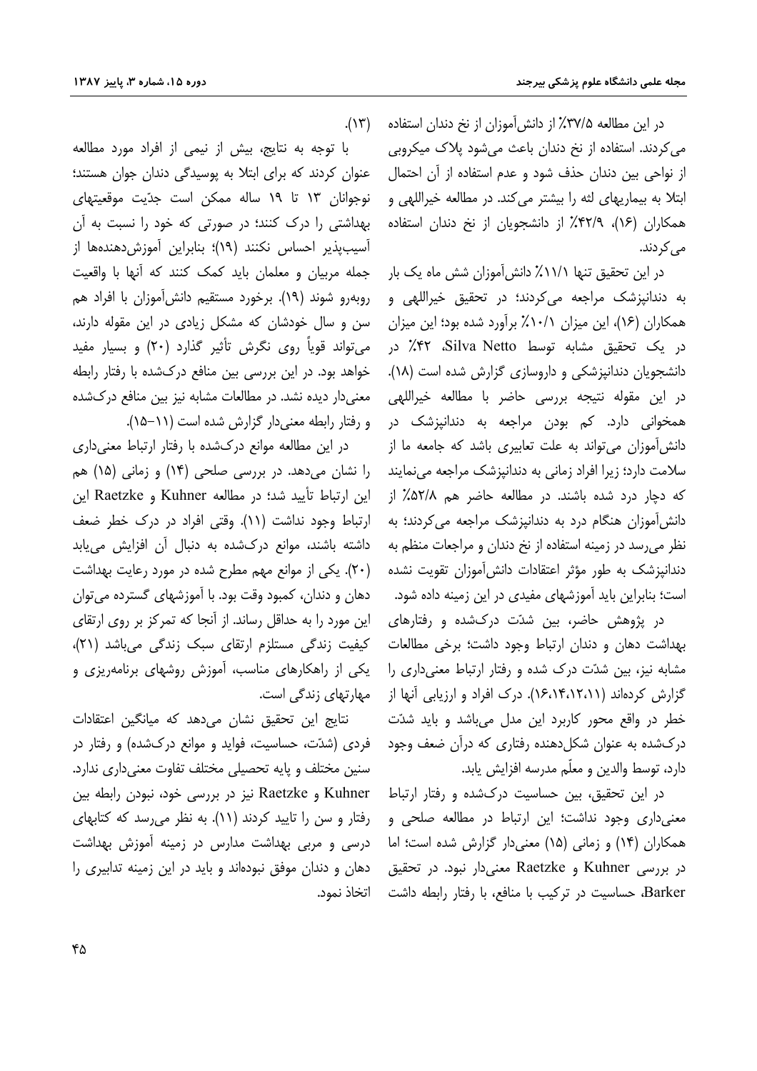در این مطالعه ۳۷/۵٪ از دانش‌آموزان از نخ دندان استفاده می‌کردند. استفاده از نخ دندان باعث می‌شود پلاک میکروبی از نواحی بین دندان حذف شود و عدم استفاده از آن احتمال ابتلا به بیماریهای لثه را بیشتر می‌کند. در مطالعه خیراللهی و همکاران (۱۶)، ۴۲/۹٪ از دانشجویان از نخ دندان استفاده می‌کردند.

در این تحقیق تنها ۱۱/۱٪ دانش‌آموزان شش ماه یک بار به دندانپزشک مراجعه می‌کردند؛ در تحقیق خیراللهی و همکاران (۱۶)، این میزان ۱۰/۱٪ برآورد شده بود؛ این میزان در یک تحقیق مشابه توسط Silva Netto، ۴۲٪ در دانشجویان دندانپزشکی و داروسازی گزارش شده است (۱۸). در این مقوله نتیجه بررسی حاضر با مطالعه خیراللهی همخوانی دارد. کم بودن مراجعه به دندانپزشک در دانش‌آموزان می‌تواند به علت تعابیری باشد که جامعه ما از سلامت دارد؛ زیرا افراد زمانی به دندانپزشک مراجعه می‌نمایند که دچار درد شده باشند. در مطالعه حاضر هم ۵۲/۸٪ از دانش‌آموزان هنگام درد به دندانپزشک مراجعه می‌کردند؛ به نظر می‌رسد در زمینه استفاده از نخ دندان و مراجعات منظم به دندانپزشک به طور مؤثر اعتقادات دانش‌آموزان تقویت نشده است؛ بنابراین باید آموزشهای مفیدی در این زمینه داده شود.

در پژوهش حاضر، بین شدّت درک‌شده و رفتارهای بهداشت دهان و دندان ارتباط وجود داشت؛ برخی مطالعات مشابه نیز، بین شدّت درک شده و رفتار ارتباط معنی‌داری را گزارش کرده‌اند (۱۱،۱۲،۱۴،۱۶). درک افراد و ارزیابی آنها از خطر در واقع محور کاربرد این مدل می‌باشد و باید شدّت درک‌شده به عنوان شکل‌دهنده رفتاری که درآن ضعف وجود دارد، توسط والدین و معلّم مدرسه افزایش یابد.

در این تحقیق، بین حساسیت درک‌شده و رفتار ارتباط معنی‌داری وجود نداشت؛ این ارتباط در مطالعه صلحی و همکاران (۱۴) و زمانی (۱۵) معنی‌دار گزارش شده است؛ اما در بررسی Kuhner و Raetzke معنی‌دار نبود. در تحقیق Barker، حساسیت در ترکیب با منافع، با رفتار رابطه داشت (۱۳).

با توجه به نتایج، بیش از نیمی از افراد مورد مطالعه عنوان کردند که برای ابتلا به پوسیدگی دندان جوان هستند؛ نوجوانان ۱۳ تا ۱۹ ساله ممکن است جدّیت موقعیتهای بهداشتی را درک کنند؛ در صورتی که خود را نسبت به آن آسیب‌پذیر احساس نکنند (۱۹)؛ بنابراین آموزش‌دهنده‌ها از جمله مربیان و معلمان باید کمک کنند که آنها با واقعیت روبه‌رو شوند (۱۹). برخورد مستقیم دانش‌آموزان با افراد هم سن و سال خودشان که مشکل زیادی در این مقوله دارند، می‌تواند قویاً روی نگرش تأثیر گذارد (۲۰) و بسیار مفید خواهد بود. در این بررسی بین منافع درک‌شده با رفتار رابطه معنی‌دار دیده نشد. در مطالعات مشابه نیز بین منافع درک‌شده و رفتار رابطه معنی‌دار گزارش شده است (۱۱-۱۵).

در این مطالعه موانع درک‌شده با رفتار ارتباط معنی‌داری را نشان می‌دهد. در بررسی صلحی (۱۴) و زمانی (۱۵) هم این ارتباط تأیید شد؛ در مطالعه Kuhner و Raetzke این ارتباط وجود نداشت (۱۱). وقتی افراد در درک خطر ضعف داشته باشند، موانع درک‌شده به دنبال آن افزایش می‌یابد (۲۰). یکی از موانع مهم مطرح شده در مورد رعایت بهداشت دهان و دندان، کمبود وقت بود. با آموزشهای گسترده می‌توان این مورد را به حداقل رساند. از آنجا که تمرکز بر روی ارتقای کیفیت زندگی مستلزم ارتقای سبک زندگی می‌باشد (۲۱)، یکی از راهکارهای مناسب، آموزش روشهای برنامه‌ریزی و مهارتهای زندگی است.

نتایج این تحقیق نشان می‌دهد که میانگین اعتقادات فردی (شدّت، حساسیت، فواید و موانع درک‌شده) و رفتار در سنین مختلف و پایه تحصیلی مختلف تفاوت معنی‌داری ندارد. Kuhner و Raetzke نیز در بررسی خود، نبودن رابطه بین رفتار و سن را تایید کردند (۱۱). به نظر می‌رسد که کتابهای درسی و مربی بهداشت مدارس در زمینه آموزش بهداشت دهان و دندان موفق نبوده‌اند و باید در این زمینه تدابیری را اتخاذ نمود.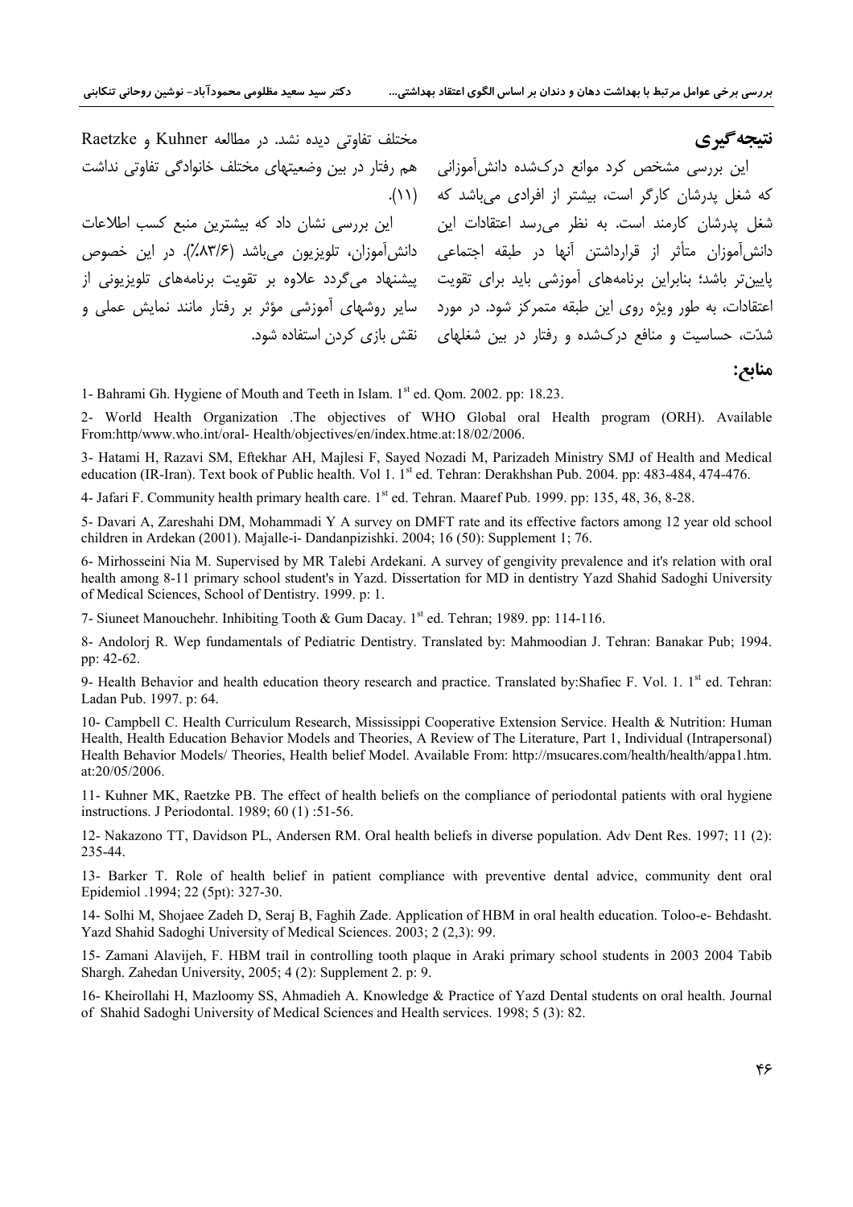## نتیجه‌گیری

این بررسی مشخص کرد موانع درک‌شده دانش‌آموزانی که شغل پدرشان کارگر است، بیشتر از افرادی می‌باشد که شغل پدرشان کارمند است. به نظر می‌رسد اعتقادات این دانش‌آموزان متأثر از قرارداشتن آنها در طبقه اجتماعی پایین‌تر باشد؛ بنابراین برنامه‌های آموزشی باید برای تقویت اعتقادات، به طور ویژه روی این طبقه متمرکز شود. در مورد شدّت، حساسیت و منافع درک‌شده و رفتار در بین شغلهای مختلف تفاوتی دیده نشد. در مطالعه Kuhner و Raetzke هم رفتار در بین وضعیتهای مختلف خانوادگی تفاوتی نداشت (۱۱).

این بررسی نشان داد که بیشترین منبع کسب اطلاعات دانش‌آموزان، تلویزیون می‌باشد (۸۳/۶٪). در این خصوص پیشنهاد می‌گردد علاوه بر تقویت برنامه‌های تلویزیونی از سایر روشهای آموزشی مؤثر بر رفتار مانند نمایش عملی و نقش بازی کردن استفاده شود.

## منابع:

1- Bahrami Gh. Hygiene of Mouth and Teeth in Islam. 1st ed. Qom. 2002. pp: 18.23.

2- World Health Organization .The objectives of WHO Global oral Health program (ORH). Available From:http/www.who.int/oral- Health/objectives/en/index.htme.at:18/02/2006.

3- Hatami H, Razavi SM, Eftekhar AH, Majlesi F, Sayed Nozadi M, Parizadeh Ministry SMJ of Health and Medical education (IR-Iran). Text book of Public health. Vol 1. 1st ed. Tehran: Derakhshan Pub. 2004. pp: 483-484, 474-476.

4- Jafari F. Community health primary health care. 1st ed. Tehran. Maaref Pub. 1999. pp: 135, 48, 36, 8-28.

5- Davari A, Zareshahi DM, Mohammadi Y A survey on DMFT rate and its effective factors among 12 year old school children in Ardekan (2001). Majalle-i- Dandanpizishki. 2004; 16 (50): Supplement 1; 76.

6- Mirhosseini Nia M. Supervised by MR Talebi Ardekani. A survey of gengivity prevalence and it's relation with oral health among 8-11 primary school student's in Yazd. Dissertation for MD in dentistry Yazd Shahid Sadoghi University of Medical Sciences, School of Dentistry. 1999. p: 1.

7- Siuneet Manouchehr. Inhibiting Tooth & Gum Dacay. 1st ed. Tehran; 1989. pp: 114-116.

8- Andolorj R. Wep fundamentals of Pediatric Dentistry. Translated by: Mahmoodian J. Tehran: Banakar Pub; 1994. pp: 42-62.

9- Health Behavior and health education theory research and practice. Translated by:Shafiec F. Vol. 1. 1st ed. Tehran: Ladan Pub. 1997. p: 64.

10- Campbell C. Health Curriculum Research, Mississippi Cooperative Extension Service. Health & Nutrition: Human Health, Health Education Behavior Models and Theories, A Review of The Literature, Part 1, Individual (Intrapersonal) Health Behavior Models/ Theories, Health belief Model. Available From: http://msucares.com/health/health/appa1.htm. at:20/05/2006.

11- Kuhner MK, Raetzke PB. The effect of health beliefs on the compliance of periodontal patients with oral hygiene instructions. J Periodontal. 1989; 60 (1) :51-56.

12- Nakazono TT, Davidson PL, Andersen RM. Oral health beliefs in diverse population. Adv Dent Res. 1997; 11 (2): 235-44.

13- Barker T. Role of health belief in patient compliance with preventive dental advice, community dent oral Epidemiol .1994; 22 (5pt): 327-30.

14- Solhi M, Shojaee Zadeh D, Seraj B, Faghih Zade. Application of HBM in oral health education. Toloo-e- Behdasht. Yazd Shahid Sadoghi University of Medical Sciences. 2003; 2 (2,3): 99.

15- Zamani Alavijeh, F. HBM trail in controlling tooth plaque in Araki primary school students in 2003 2004 Tabib Shargh. Zahedan University, 2005; 4 (2): Supplement 2. p: 9.

16- Kheirollahi H, Mazloomy SS, Ahmadieh A. Knowledge & Practice of Yazd Dental students on oral health. Journal of Shahid Sadoghi University of Medical Sciences and Health services. 1998; 5 (3): 82.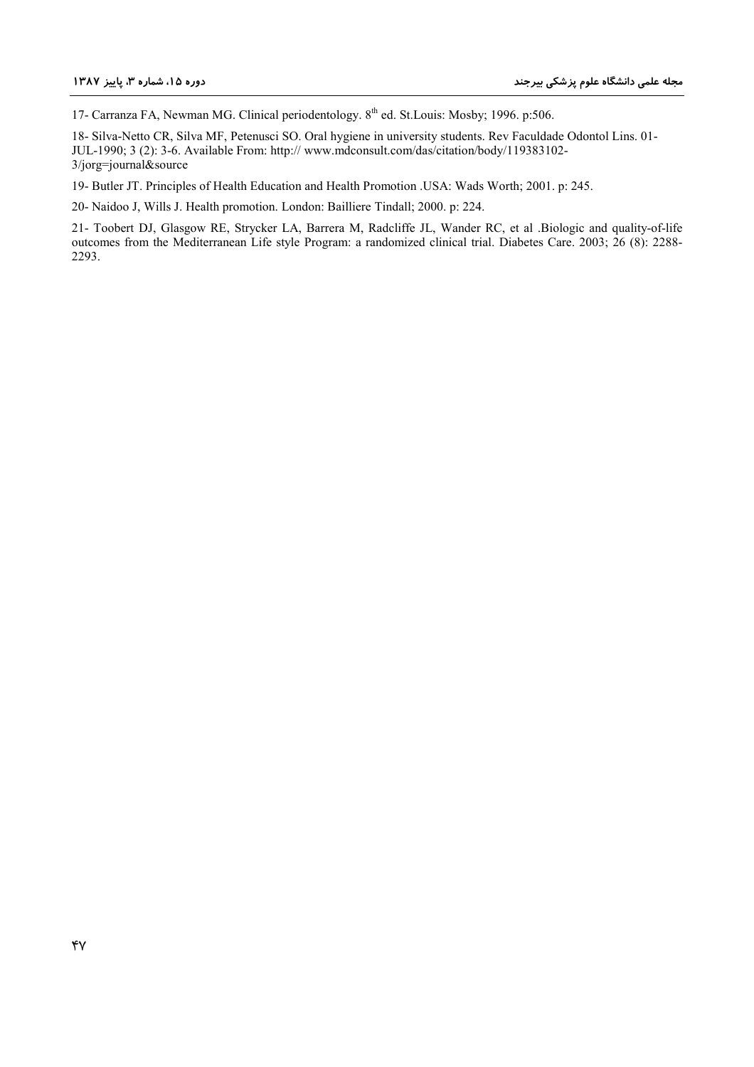17- Carranza FA, Newman MG. Clinical periodentology. 8th ed. St.Louis: Mosby; 1996. p:506.

18- Silva-Netto CR, Silva MF, Petenusci SO. Oral hygiene in university students. Rev Faculdade Odontol Lins. 01-JUL-1990; 3 (2): 3-6. Available From: http:// www.mdconsult.com/das/citation/body/119383102-3/jorg=journal&source

19- Butler JT. Principles of Health Education and Health Promotion .USA: Wads Worth; 2001. p: 245.

20- Naidoo J, Wills J. Health promotion. London: Bailliere Tindall; 2000. p: 224.

21- Toobert DJ, Glasgow RE, Strycker LA, Barrera M, Radcliffe JL, Wander RC, et al .Biologic and quality-of-life outcomes from the Mediterranean Life style Program: a randomized clinical trial. Diabetes Care. 2003; 26 (8): 2288-2293.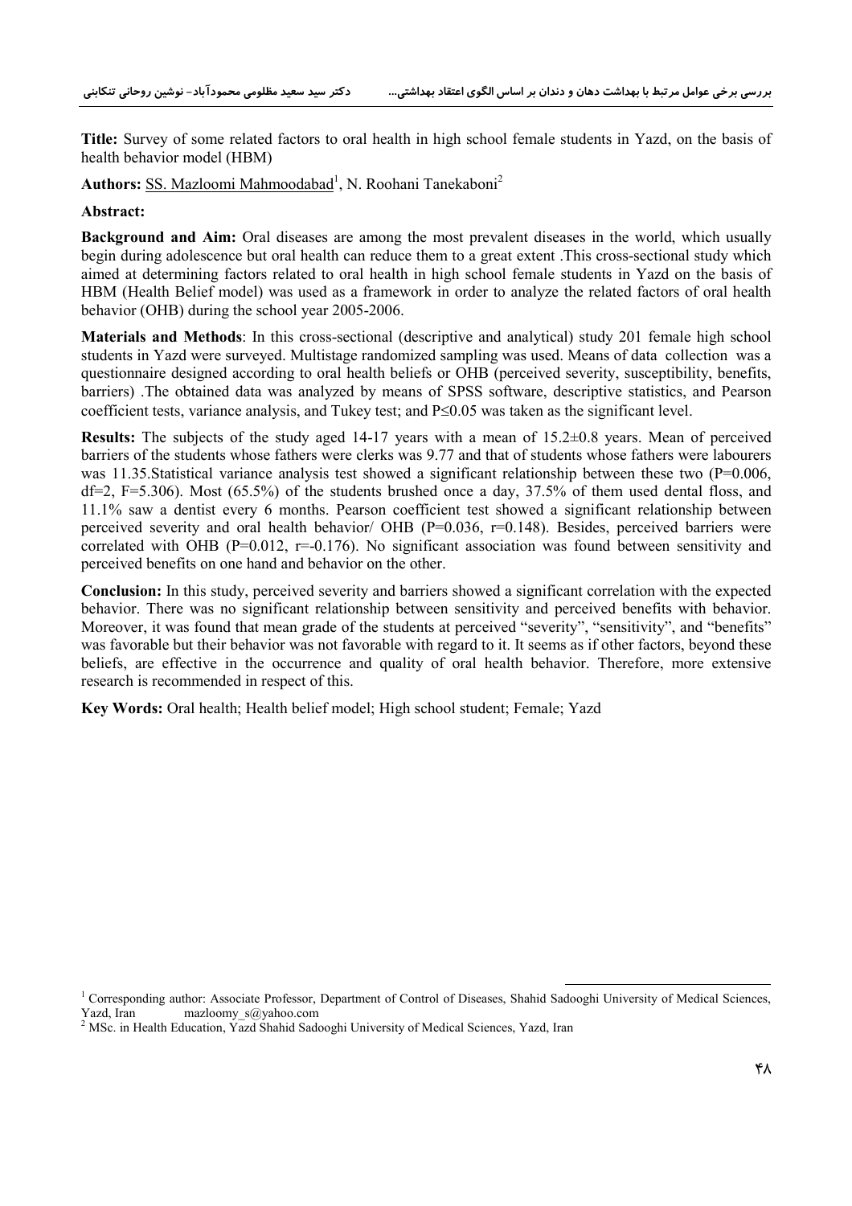**Title:** Survey of some related factors to oral health in high school female students in Yazd, on the basis of health behavior model (HBM)

**Authors:** SS. Mazloomi Mahmoodabad[1], N. Roohani Tanekaboni[2]

**Abstract:**

**Background and Aim:** Oral diseases are among the most prevalent diseases in the world, which usually begin during adolescence but oral health can reduce them to a great extent .This cross-sectional study which aimed at determining factors related to oral health in high school female students in Yazd on the basis of HBM (Health Belief model) was used as a framework in order to analyze the related factors of oral health behavior (OHB) during the school year 2005-2006.

**Materials and Methods**: In this cross-sectional (descriptive and analytical) study 201 female high school students in Yazd were surveyed. Multistage randomized sampling was used. Means of data collection was a questionnaire designed according to oral health beliefs or OHB (perceived severity, susceptibility, benefits, barriers) .The obtained data was analyzed by means of SPSS software, descriptive statistics, and Pearson coefficient tests, variance analysis, and Tukey test; and $P \leq 0.05$ was taken as the significant level.

**Results:** The subjects of the study aged 14-17 years with a mean of $15.2 \pm 0.8$ years. Mean of perceived barriers of the students whose fathers were clerks was 9.77 and that of students whose fathers were labourers was 11.35.Statistical variance analysis test showed a significant relationship between these two ($P=0.006$, $df=2$, $F=5.306$). Most (65.5%) of the students brushed once a day, 37.5% of them used dental floss, and 11.1% saw a dentist every 6 months. Pearson coefficient test showed a significant relationship between perceived severity and oral health behavior/ OHB ($P=0.036$, $r=0.148$). Besides, perceived barriers were correlated with OHB ($P=0.012$, $r=-0.176$). No significant association was found between sensitivity and perceived benefits on one hand and behavior on the other.

**Conclusion:** In this study, perceived severity and barriers showed a significant correlation with the expected behavior. There was no significant relationship between sensitivity and perceived benefits with behavior. Moreover, it was found that mean grade of the students at perceived "severity", "sensitivity", and "benefits" was favorable but their behavior was not favorable with regard to it. It seems as if other factors, beyond these beliefs, are effective in the occurrence and quality of oral health behavior. Therefore, more extensive research is recommended in respect of this.

**Key Words:** Oral health; Health belief model; High school student; Female; Yazd

---

[1] Corresponding author: Associate Professor, Department of Control of Diseases, Shahid Sadooghi University of Medical Sciences, Yazd, Iran mazloomy_s@yahoo.com

[2] MSc. in Health Education, Yazd Shahid Sadooghi University of Medical Sciences, Yazd, Iran